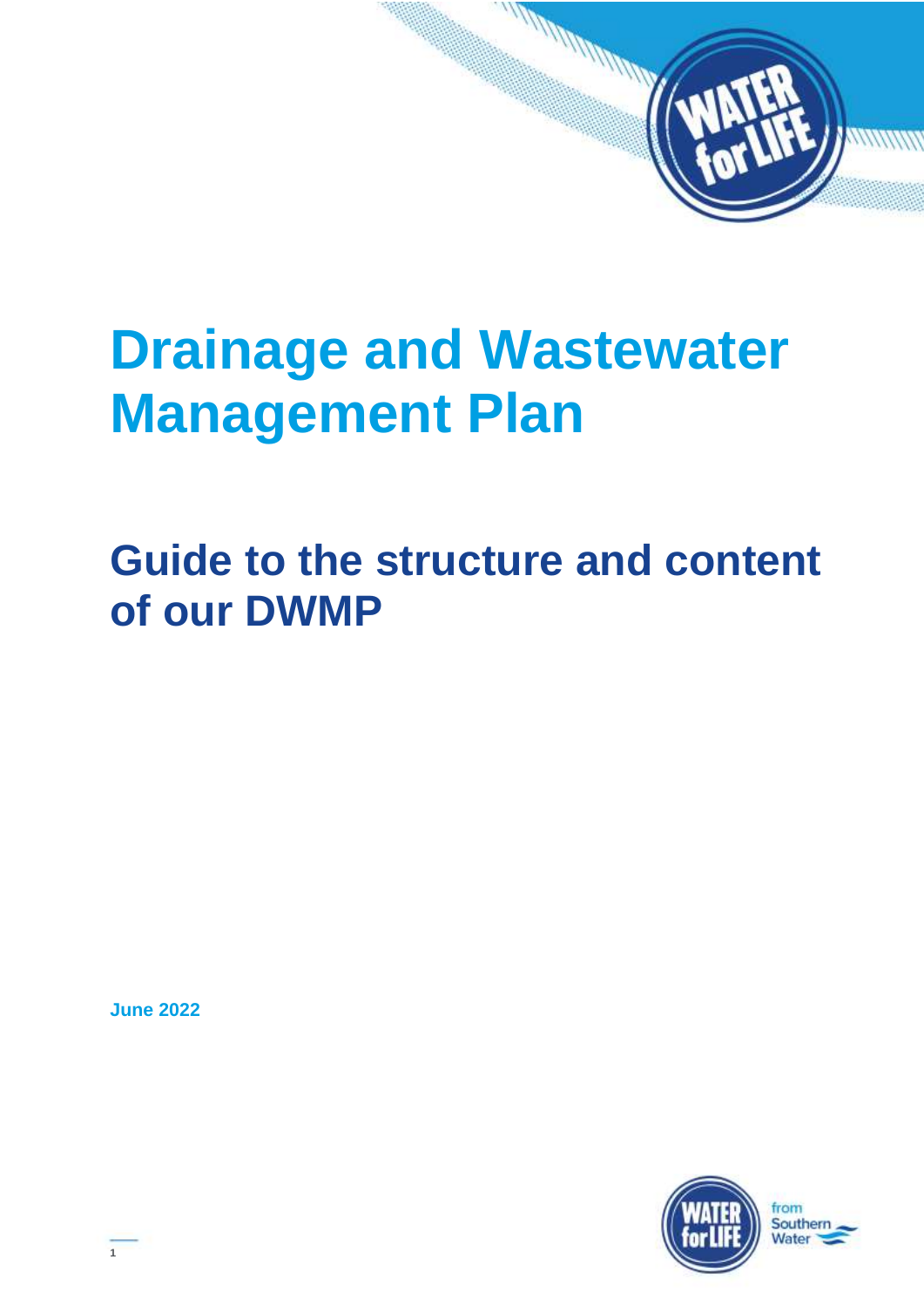# Drainage and Wastewater Management Plan

## Guide to the structure and content of our DWMP

**June 2022**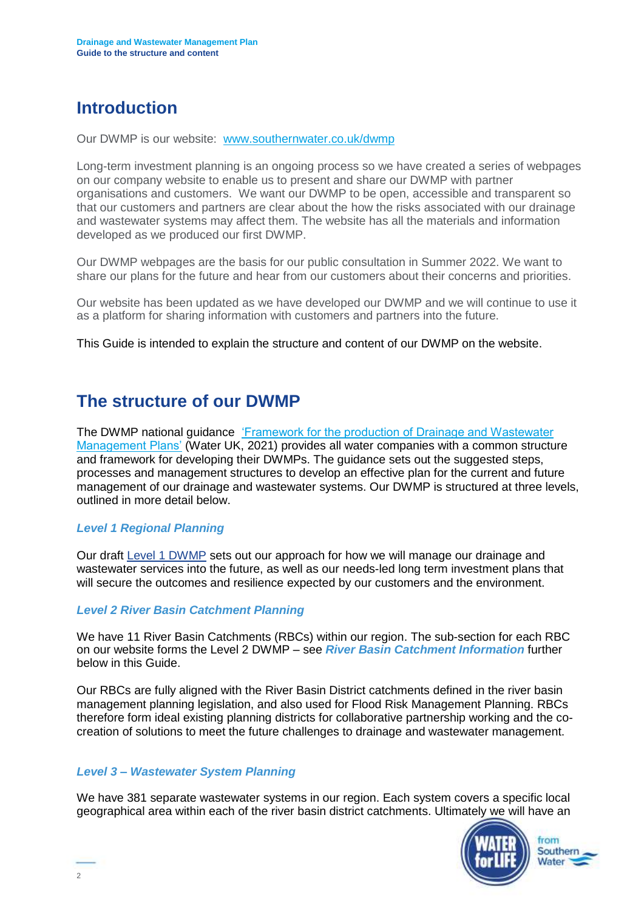## Introduction

Our DWMP is our website: [www.southernwater.co.uk/dwmp](www.southernwater.co.uk/dwmp)

Long-term investment planning is an ongoing process so we have created a series of webpages on our company website to enable us to present and share our DWMP with partner organisations and customers. We want our DWMP to be open, accessible and transparent so that our customers and partners are clear about the how the risks associated with our drainage and wastewater systems may affect them. The website has all the materials and information developed as we produced our first DWMP.

Our DWMP webpages are the basis for our public consultation in Summer 2022. We want to share our plans for the future and hear from our customers about their concerns and priorities.

Our website has been updated as we have developed our DWMP and we will continue to use it as a platform for sharing information with customers and partners into the future.

This Guide is intended to explain the structure and content of our DWMP on the website.

## The structure of our DWMP

The DWMP national guidance 'Framework for the production of Drainage and Wastewater Management Plans' (Water UK, 2021) provides all water companies with a common structure and framework for developing their DWMPs. The guidance sets out the suggested steps, processes and management structures to develop an effective plan for the current and future management of our drainage and wastewater systems. Our DWMP is structured at three levels, outlined in more detail below.

### *Level 1 Regional Planning*

Our draft Level 1 DWMP sets out our approach for how we will manage our drainage and wastewater services into the future, as well as our needs-led long term investment plans that will secure the outcomes and resilience expected by our customers and the environment.

### *Level 2 River Basin Catchment Planning*

We have 11 River Basin Catchments (RBCs) within our region. The sub-section for each RBC on our website forms the Level 2 DWMP – see ***River Basin Catchment Information*** further below in this Guide.

Our RBCs are fully aligned with the River Basin District catchments defined in the river basin management planning legislation, and also used for Flood Risk Management Planning. RBCs therefore form ideal existing planning districts for collaborative partnership working and the co-creation of solutions to meet the future challenges to drainage and wastewater management.

### *Level 3 – Wastewater System Planning*

We have 381 separate wastewater systems in our region. Each system covers a specific local geographical area within each of the river basin district catchments. Ultimately we will have an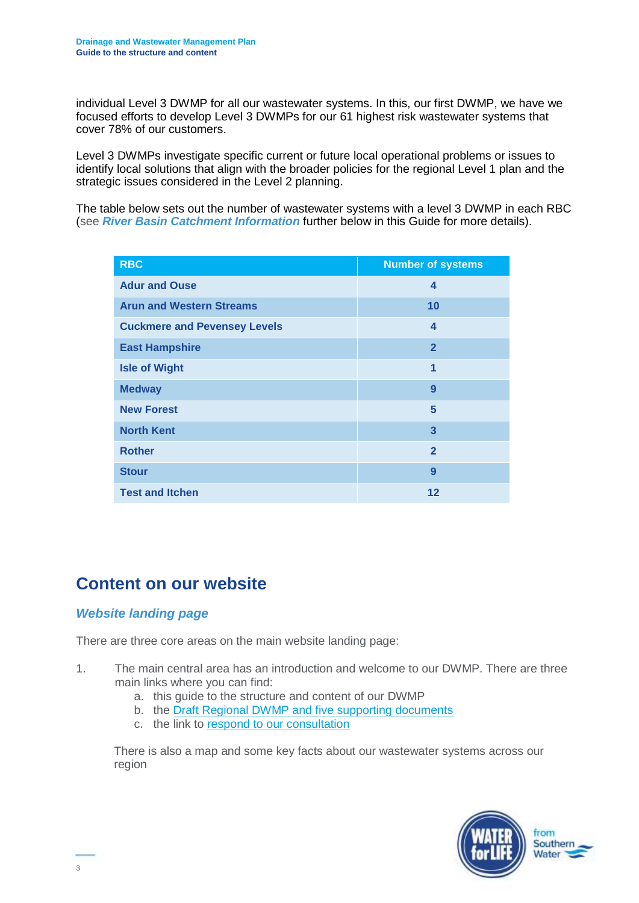individual Level 3 DWMP for all our wastewater systems. In this, our first DWMP, we have we focused efforts to develop Level 3 DWMPs for our 61 highest risk wastewater systems that cover 78% of our customers.

Level 3 DWMPs investigate specific current or future local operational problems or issues to identify local solutions that align with the broader policies for the regional Level 1 plan and the strategic issues considered in the Level 2 planning.

The table below sets out the number of wastewater systems with a level 3 DWMP in each RBC (see ***River Basin Catchment Information*** further below in this Guide for more details).

| RBC | Number of systems |
| --- | --- |
| Adur and Ouse | 4 |
| Arun and Western Streams | 10 |
| Cuckmere and Pevensey Levels | 4 |
| East Hampshire | 2 |
| Isle of Wight | 1 |
| Medway | 9 |
| New Forest | 5 |
| North Kent | 3 |
| Rother | 2 |
| Stour | 9 |
| Test and Itchen | 12 |

# Content on our website

## *Website landing page*

There are three core areas on the main website landing page:

1. The main central area has an introduction and welcome to our DWMP. There are three main links where you can find:
   a. this guide to the structure and content of our DWMP
   b. the Draft Regional DWMP and five supporting documents
   c. the link to respond to our consultation

   There is also a map and some key facts about our wastewater systems across our region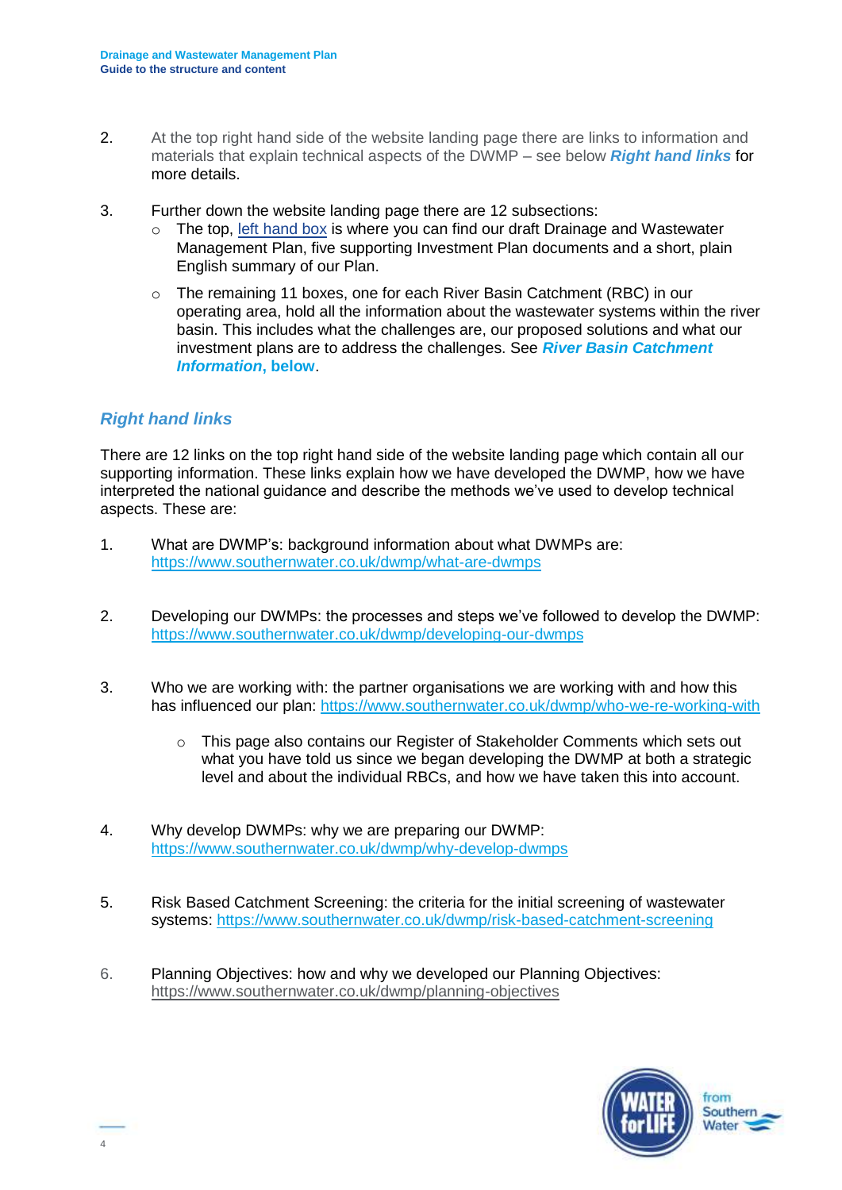2. At the top right hand side of the website landing page there are links to information and materials that explain technical aspects of the DWMP – see below ***Right hand links*** for more details.

3. Further down the website landing page there are 12 subsections:
    - The top, left hand box is where you can find our draft Drainage and Wastewater Management Plan, five supporting Investment Plan documents and a short, plain English summary of our Plan.
    - The remaining 11 boxes, one for each River Basin Catchment (RBC) in our operating area, hold all the information about the wastewater systems within the river basin. This includes what the challenges are, our proposed solutions and what our investment plans are to address the challenges. See ***River Basin Catchment Information*, below**.

## *Right hand links*

There are 12 links on the top right hand side of the website landing page which contain all our supporting information. These links explain how we have developed the DWMP, how we have interpreted the national guidance and describe the methods we've used to develop technical aspects. These are:

1. What are DWMP's: background information about what DWMPs are: https://www.southernwater.co.uk/dwmp/what-are-dwmps

2. Developing our DWMPs: the processes and steps we've followed to develop the DWMP: https://www.southernwater.co.uk/dwmp/developing-our-dwmps

3. Who we are working with: the partner organisations we are working with and how this has influenced our plan: https://www.southernwater.co.uk/dwmp/who-we-re-working-with
    - This page also contains our Register of Stakeholder Comments which sets out what you have told us since we began developing the DWMP at both a strategic level and about the individual RBCs, and how we have taken this into account.

4. Why develop DWMPs: why we are preparing our DWMP: https://www.southernwater.co.uk/dwmp/why-develop-dwmps

5. Risk Based Catchment Screening: the criteria for the initial screening of wastewater systems: https://www.southernwater.co.uk/dwmp/risk-based-catchment-screening

6. Planning Objectives: how and why we developed our Planning Objectives: https://www.southernwater.co.uk/dwmp/planning-objectives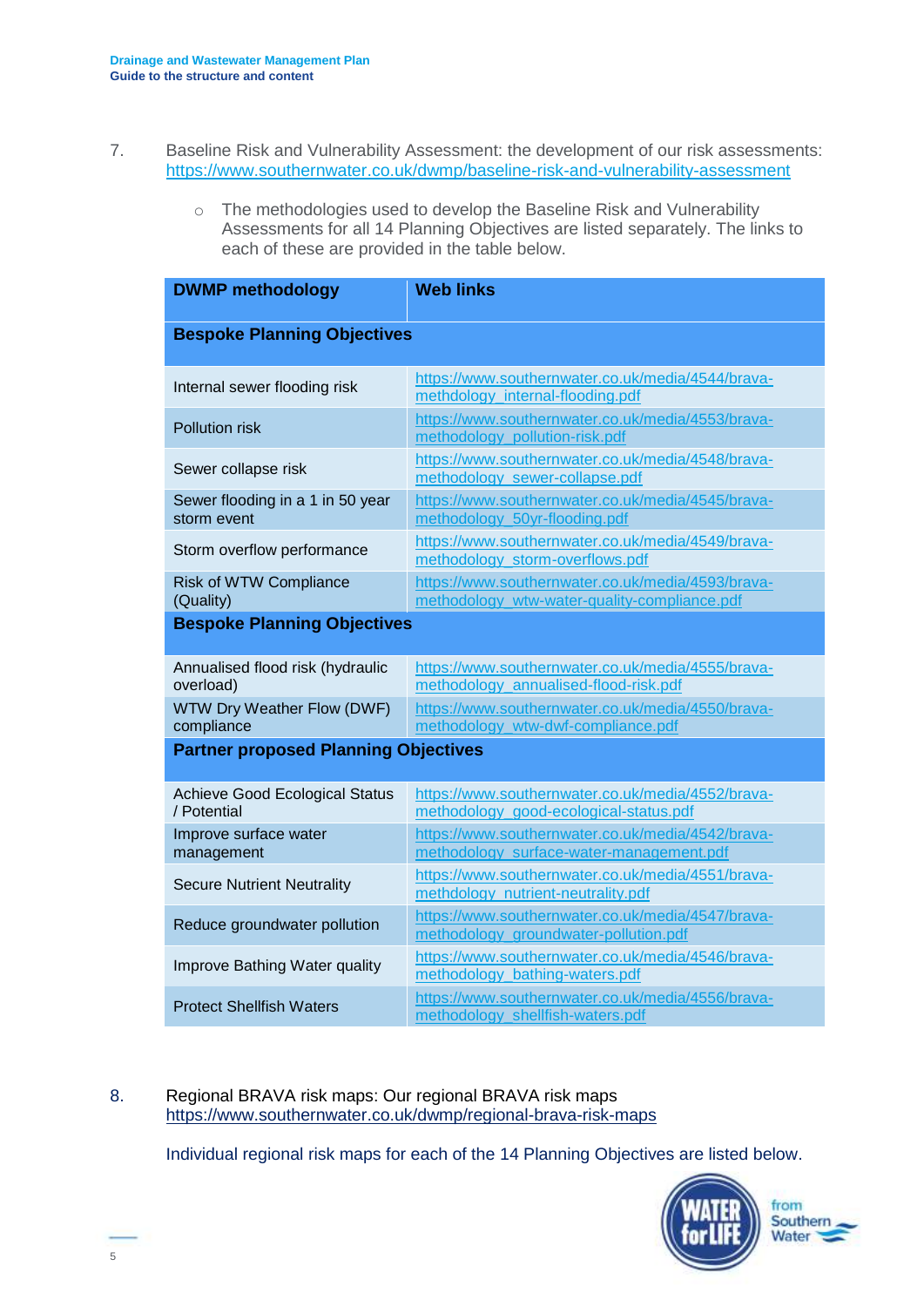7. Baseline Risk and Vulnerability Assessment: the development of our risk assessments: https://www.southernwater.co.uk/dwmp/baseline-risk-and-vulnerability-assessment

   - The methodologies used to develop the Baseline Risk and Vulnerability Assessments for all 14 Planning Objectives are listed separately. The links to each of these are provided in the table below.

| DWMP methodology | Web links |
|---|---|
| **Bespoke Planning Objectives** | |
| Internal sewer flooding risk | https://www.southernwater.co.uk/media/4544/brava-methdology_internal-flooding.pdf |
| Pollution risk | https://www.southernwater.co.uk/media/4553/brava-methodology_pollution-risk.pdf |
| Sewer collapse risk | https://www.southernwater.co.uk/media/4548/brava-methodology_sewer-collapse.pdf |
| Sewer flooding in a 1 in 50 year storm event | https://www.southernwater.co.uk/media/4545/brava-methodology_50yr-flooding.pdf |
| Storm overflow performance | https://www.southernwater.co.uk/media/4549/brava-methodology_storm-overflows.pdf |
| Risk of WTW Compliance (Quality) | https://www.southernwater.co.uk/media/4593/brava-methodology_wtw-water-quality-compliance.pdf |
| **Bespoke Planning Objectives** | |
| Annualised flood risk (hydraulic overload) | https://www.southernwater.co.uk/media/4555/brava-methodology_annualised-flood-risk.pdf |
| WTW Dry Weather Flow (DWF) compliance | https://www.southernwater.co.uk/media/4550/brava-methodology_wtw-dwf-compliance.pdf |
| **Partner proposed Planning Objectives** | |
| Achieve Good Ecological Status / Potential | https://www.southernwater.co.uk/media/4552/brava-methodology_good-ecological-status.pdf |
| Improve surface water management | https://www.southernwater.co.uk/media/4542/brava-methodology_surface-water-management.pdf |
| Secure Nutrient Neutrality | https://www.southernwater.co.uk/media/4551/brava-methdology_nutrient-neutrality.pdf |
| Reduce groundwater pollution | https://www.southernwater.co.uk/media/4547/brava-methodology_groundwater-pollution.pdf |
| Improve Bathing Water quality | https://www.southernwater.co.uk/media/4546/brava-methodology_bathing-waters.pdf |
| Protect Shellfish Waters | https://www.southernwater.co.uk/media/4556/brava-methodology_shellfish-waters.pdf |

8. Regional BRAVA risk maps: Our regional BRAVA risk maps https://www.southernwater.co.uk/dwmp/regional-brava-risk-maps

   Individual regional risk maps for each of the 14 Planning Objectives are listed below.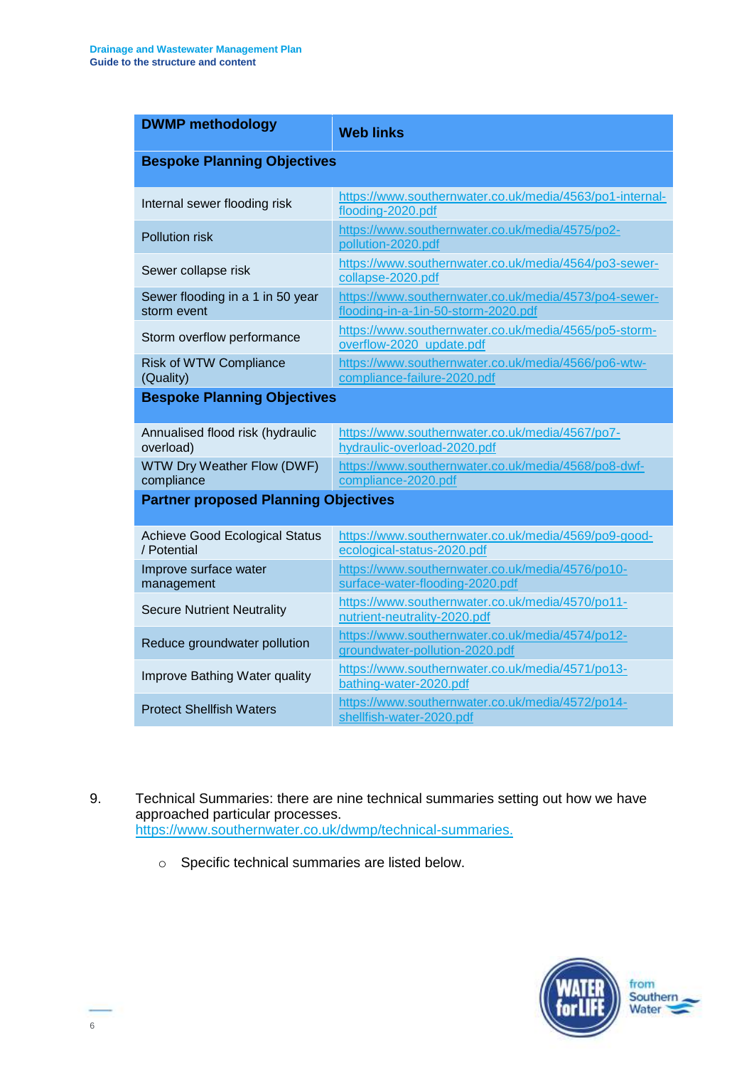| DWMP methodology | Web links |
|---|---|
| **Bespoke Planning Objectives** | |
| Internal sewer flooding risk | https://www.southernwater.co.uk/media/4563/po1-internal-flooding-2020.pdf |
| Pollution risk | https://www.southernwater.co.uk/media/4575/po2-pollution-2020.pdf |
| Sewer collapse risk | https://www.southernwater.co.uk/media/4564/po3-sewer-collapse-2020.pdf |
| Sewer flooding in a 1 in 50 year storm event | https://www.southernwater.co.uk/media/4573/po4-sewer-flooding-in-a-1in-50-storm-2020.pdf |
| Storm overflow performance | https://www.southernwater.co.uk/media/4565/po5-storm-overflow-2020_update.pdf |
| Risk of WTW Compliance (Quality) | https://www.southernwater.co.uk/media/4566/po6-wtw-compliance-failure-2020.pdf |
| **Bespoke Planning Objectives** | |
| Annualised flood risk (hydraulic overload) | https://www.southernwater.co.uk/media/4567/po7-hydraulic-overload-2020.pdf |
| WTW Dry Weather Flow (DWF) compliance | https://www.southernwater.co.uk/media/4568/po8-dwf-compliance-2020.pdf |
| **Partner proposed Planning Objectives** | |
| Achieve Good Ecological Status / Potential | https://www.southernwater.co.uk/media/4569/po9-good-ecological-status-2020.pdf |
| Improve surface water management | https://www.southernwater.co.uk/media/4576/po10-surface-water-flooding-2020.pdf |
| Secure Nutrient Neutrality | https://www.southernwater.co.uk/media/4570/po11-nutrient-neutrality-2020.pdf |
| Reduce groundwater pollution | https://www.southernwater.co.uk/media/4574/po12-groundwater-pollution-2020.pdf |
| Improve Bathing Water quality | https://www.southernwater.co.uk/media/4571/po13-bathing-water-2020.pdf |
| Protect Shellfish Waters | https://www.southernwater.co.uk/media/4572/po14-shellfish-water-2020.pdf |

9. Technical Summaries: there are nine technical summaries setting out how we have approached particular processes. https://www.southernwater.co.uk/dwmp/technical-summaries.

   - Specific technical summaries are listed below.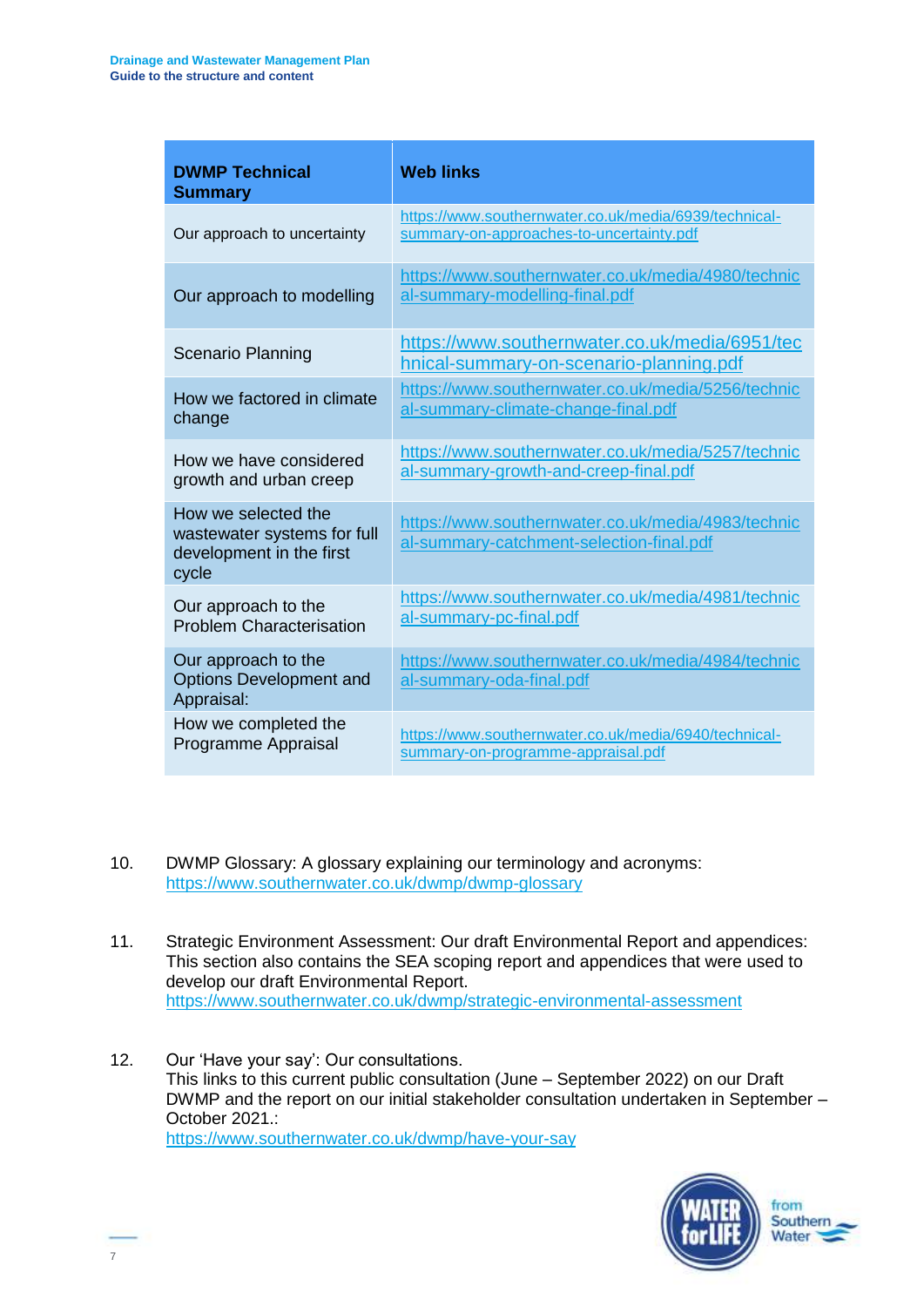| DWMP Technical Summary | Web links |
| --- | --- |
| Our approach to uncertainty | https://www.southernwater.co.uk/media/6939/technical-summary-on-approaches-to-uncertainty.pdf |
| Our approach to modelling | https://www.southernwater.co.uk/media/4980/technical-summary-modelling-final.pdf |
| Scenario Planning | https://www.southernwater.co.uk/media/6951/technical-summary-on-scenario-planning.pdf |
| How we factored in climate change | https://www.southernwater.co.uk/media/5256/technical-summary-climate-change-final.pdf |
| How we have considered growth and urban creep | https://www.southernwater.co.uk/media/5257/technical-summary-growth-and-creep-final.pdf |
| How we selected the wastewater systems for full development in the first cycle | https://www.southernwater.co.uk/media/4983/technical-summary-catchment-selection-final.pdf |
| Our approach to the Problem Characterisation | https://www.southernwater.co.uk/media/4981/technical-summary-pc-final.pdf |
| Our approach to the Options Development and Appraisal: | https://www.southernwater.co.uk/media/4984/technical-summary-oda-final.pdf |
| How we completed the Programme Appraisal | https://www.southernwater.co.uk/media/6940/technical-summary-on-programme-appraisal.pdf |

10. DWMP Glossary: A glossary explaining our terminology and acronyms: https://www.southernwater.co.uk/dwmp/dwmp-glossary

11. Strategic Environment Assessment: Our draft Environmental Report and appendices: This section also contains the SEA scoping report and appendices that were used to develop our draft Environmental Report. https://www.southernwater.co.uk/dwmp/strategic-environmental-assessment

12. Our 'Have your say': Our consultations.
This links to this current public consultation (June – September 2022) on our Draft DWMP and the report on our initial stakeholder consultation undertaken in September – October 2021.:
https://www.southernwater.co.uk/dwmp/have-your-say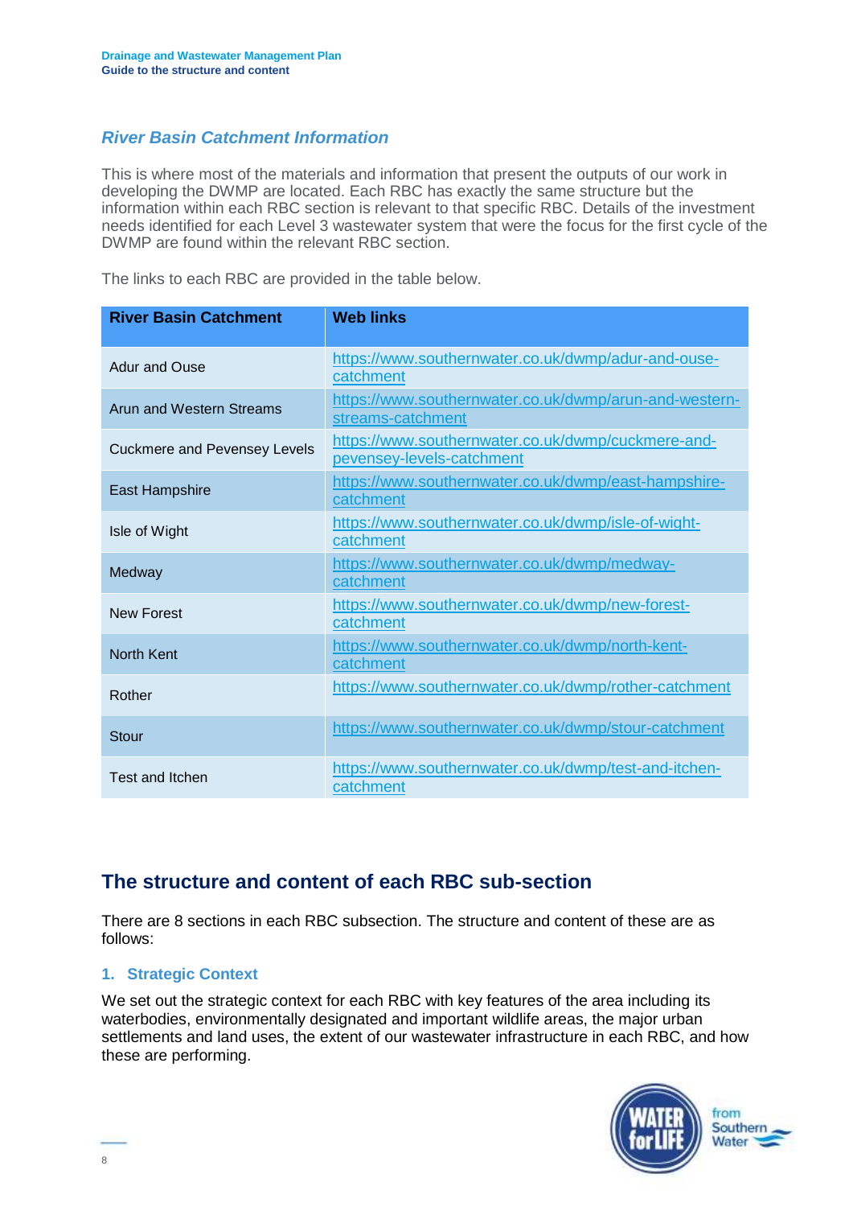### *River Basin Catchment Information*

This is where most of the materials and information that present the outputs of our work in developing the DWMP are located. Each RBC has exactly the same structure but the information within each RBC section is relevant to that specific RBC. Details of the investment needs identified for each Level 3 wastewater system that were the focus for the first cycle of the DWMP are found within the relevant RBC section.

The links to each RBC are provided in the table below.

| River Basin Catchment | Web links |
|---|---|
| Adur and Ouse | https://www.southernwater.co.uk/dwmp/adur-and-ouse-catchment |
| Arun and Western Streams | https://www.southernwater.co.uk/dwmp/arun-and-western-streams-catchment |
| Cuckmere and Pevensey Levels | https://www.southernwater.co.uk/dwmp/cuckmere-and-pevensey-levels-catchment |
| East Hampshire | https://www.southernwater.co.uk/dwmp/east-hampshire-catchment |
| Isle of Wight | https://www.southernwater.co.uk/dwmp/isle-of-wight-catchment |
| Medway | https://www.southernwater.co.uk/dwmp/medway-catchment |
| New Forest | https://www.southernwater.co.uk/dwmp/new-forest-catchment |
| North Kent | https://www.southernwater.co.uk/dwmp/north-kent-catchment |
| Rother | https://www.southernwater.co.uk/dwmp/rother-catchment |
| Stour | https://www.southernwater.co.uk/dwmp/stour-catchment |
| Test and Itchen | https://www.southernwater.co.uk/dwmp/test-and-itchen-catchment |

## The structure and content of each RBC sub-section

There are 8 sections in each RBC subsection. The structure and content of these are as follows:

### 1. Strategic Context

We set out the strategic context for each RBC with key features of the area including its waterbodies, environmentally designated and important wildlife areas, the major urban settlements and land uses, the extent of our wastewater infrastructure in each RBC, and how these are performing.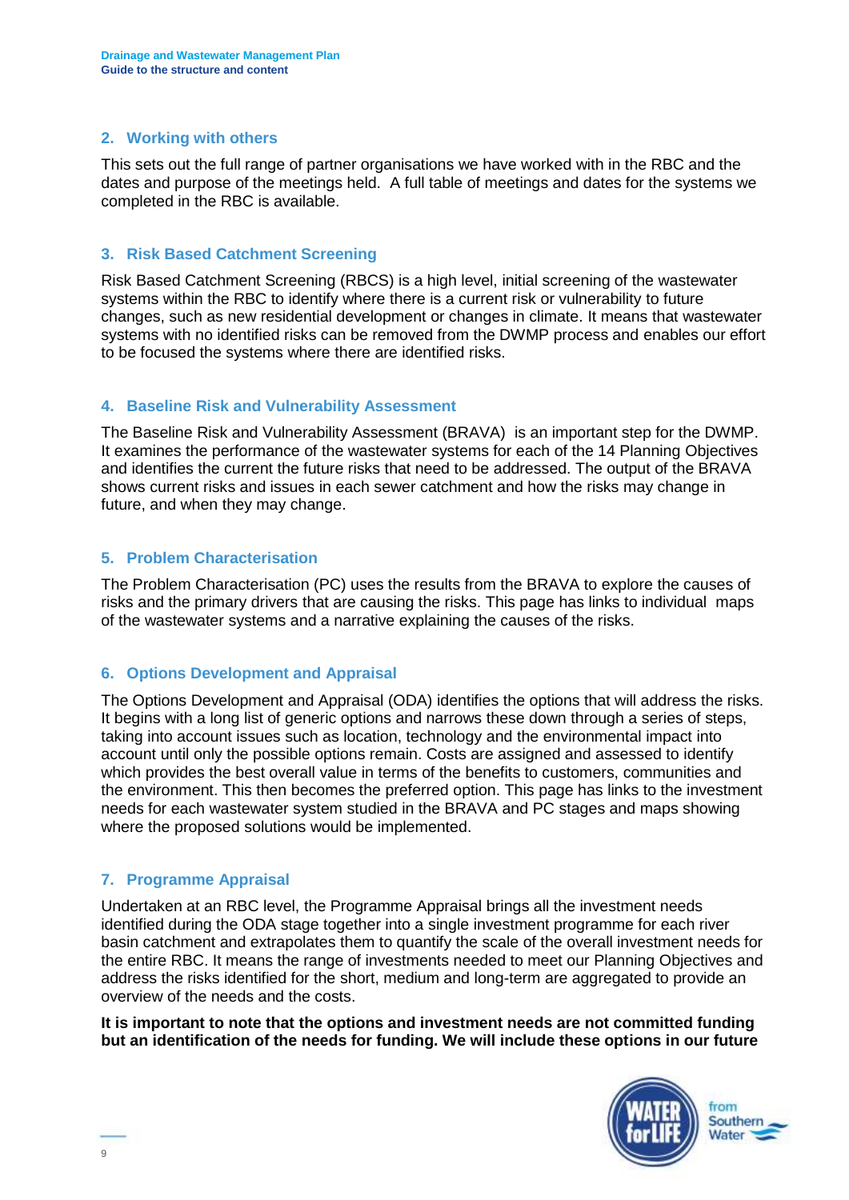## 2. Working with others

This sets out the full range of partner organisations we have worked with in the RBC and the dates and purpose of the meetings held. A full table of meetings and dates for the systems we completed in the RBC is available.

## 3. Risk Based Catchment Screening

Risk Based Catchment Screening (RBCS) is a high level, initial screening of the wastewater systems within the RBC to identify where there is a current risk or vulnerability to future changes, such as new residential development or changes in climate. It means that wastewater systems with no identified risks can be removed from the DWMP process and enables our effort to be focused the systems where there are identified risks.

## 4. Baseline Risk and Vulnerability Assessment

The Baseline Risk and Vulnerability Assessment (BRAVA) is an important step for the DWMP. It examines the performance of the wastewater systems for each of the 14 Planning Objectives and identifies the current the future risks that need to be addressed. The output of the BRAVA shows current risks and issues in each sewer catchment and how the risks may change in future, and when they may change.

## 5. Problem Characterisation

The Problem Characterisation (PC) uses the results from the BRAVA to explore the causes of risks and the primary drivers that are causing the risks. This page has links to individual maps of the wastewater systems and a narrative explaining the causes of the risks.

## 6. Options Development and Appraisal

The Options Development and Appraisal (ODA) identifies the options that will address the risks. It begins with a long list of generic options and narrows these down through a series of steps, taking into account issues such as location, technology and the environmental impact into account until only the possible options remain. Costs are assigned and assessed to identify which provides the best overall value in terms of the benefits to customers, communities and the environment. This then becomes the preferred option. This page has links to the investment needs for each wastewater system studied in the BRAVA and PC stages and maps showing where the proposed solutions would be implemented.

## 7. Programme Appraisal

Undertaken at an RBC level, the Programme Appraisal brings all the investment needs identified during the ODA stage together into a single investment programme for each river basin catchment and extrapolates them to quantify the scale of the overall investment needs for the entire RBC. It means the range of investments needed to meet our Planning Objectives and address the risks identified for the short, medium and long-term are aggregated to provide an overview of the needs and the costs.

**It is important to note that the options and investment needs are not committed funding but an identification of the needs for funding. We will include these options in our future**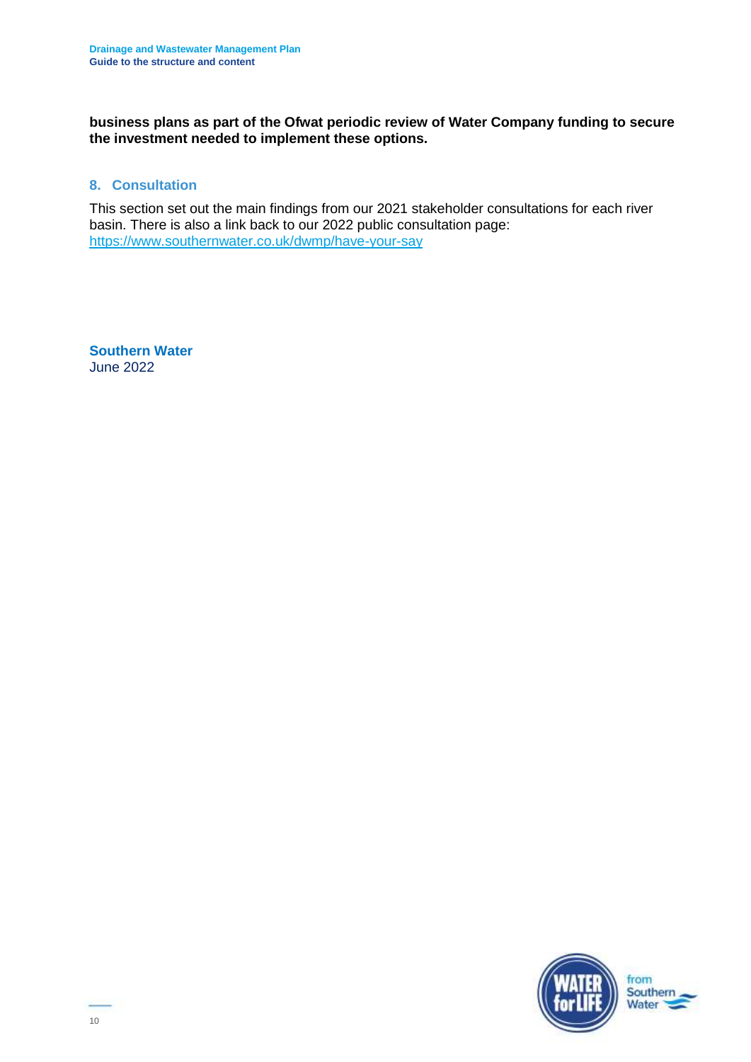**business plans as part of the Ofwat periodic review of Water Company funding to secure the investment needed to implement these options.**

## 8. Consultation

This section set out the main findings from our 2021 stakeholder consultations for each river basin. There is also a link back to our 2022 public consultation page: https://www.southernwater.co.uk/dwmp/have-your-say

**Southern Water**
June 2022